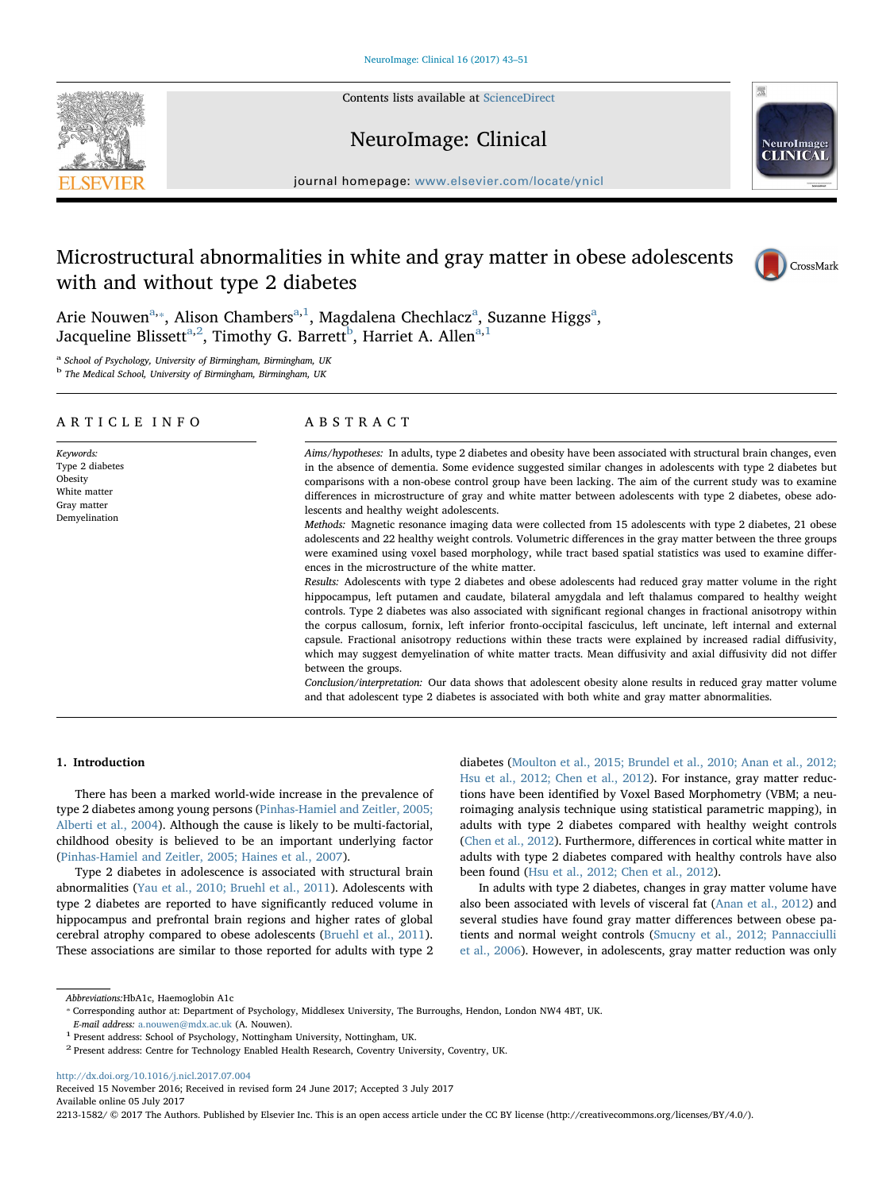# Microstructural abnormalities in white and gray matter in obese adolescents with and without type 2 diabetes

Arie Nouwen[a,*], Alison Chambers[a,1], Magdalena Chechlacz[a], Suzanne Higgs[a], Jacqueline Blissett[a,2], Timothy G. Barrett[b], Harriet A. Allen[a,1]

[a] School of Psychology, University of Birmingham, Birmingham, UK
[b] The Medical School, University of Birmingham, Birmingham, UK

## ARTICLE INFO

*Keywords:*
Type 2 diabetes
Obesity
White matter
Gray matter
Demyelination

## ABSTRACT

*Aims/hypotheses:* In adults, type 2 diabetes and obesity have been associated with structural brain changes, even in the absence of dementia. Some evidence suggested similar changes in adolescents with type 2 diabetes but comparisons with a non-obese control group have been lacking. The aim of the current study was to examine differences in microstructure of gray and white matter between adolescents with type 2 diabetes, obese adolescents and healthy weight adolescents.

*Methods:* Magnetic resonance imaging data were collected from 15 adolescents with type 2 diabetes, 21 obese adolescents and 22 healthy weight controls. Volumetric differences in the gray matter between the three groups were examined using voxel based morphology, while tract based spatial statistics was used to examine differences in the microstructure of the white matter.

*Results:* Adolescents with type 2 diabetes and obese adolescents had reduced gray matter volume in the right hippocampus, left putamen and caudate, bilateral amygdala and left thalamus compared to healthy weight controls. Type 2 diabetes was also associated with significant regional changes in fractional anisotropy within the corpus callosum, fornix, left inferior fronto-occipital fasciculus, left uncinate, left internal and external capsule. Fractional anisotropy reductions within these tracts were explained by increased radial diffusivity, which may suggest demyelination of white matter tracts. Mean diffusivity and axial diffusivity did not differ between the groups.

*Conclusion/interpretation:* Our data shows that adolescent obesity alone results in reduced gray matter volume and that adolescent type 2 diabetes is associated with both white and gray matter abnormalities.

## 1. Introduction

There has been a marked world-wide increase in the prevalence of type 2 diabetes among young persons (Pinhas-Hamiel and Zeitler, 2005; Alberti et al., 2004). Although the cause is likely to be multi-factorial, childhood obesity is believed to be an important underlying factor (Pinhas-Hamiel and Zeitler, 2005; Haines et al., 2007).

Type 2 diabetes in adolescence is associated with structural brain abnormalities (Yau et al., 2010; Bruehl et al., 2011). Adolescents with type 2 diabetes are reported to have significantly reduced volume in hippocampus and prefrontal brain regions and higher rates of global cerebral atrophy compared to obese adolescents (Bruehl et al., 2011). These associations are similar to those reported for adults with type 2 diabetes (Moulton et al., 2015; Brundel et al., 2010; Anan et al., 2012; Hsu et al., 2012; Chen et al., 2012). For instance, gray matter reductions have been identified by Voxel Based Morphometry (VBM; a neuroimaging analysis technique using statistical parametric mapping), in adults with type 2 diabetes compared with healthy weight controls (Chen et al., 2012). Furthermore, differences in cortical white matter in adults with type 2 diabetes compared with healthy controls have also been found (Hsu et al., 2012; Chen et al., 2012).

In adults with type 2 diabetes, changes in gray matter volume have also been associated with levels of visceral fat (Anan et al., 2012) and several studies have found gray matter differences between obese patients and normal weight controls (Smucny et al., 2012; Pannacciulli et al., 2006). However, in adolescents, gray matter reduction was only

---

*Abbreviations:* HbA1c, Haemoglobin A1c
* Corresponding author at: Department of Psychology, Middlesex University, The Burroughs, Hendon, London NW4 4BT, UK.
*E-mail address:* a.nouwen@mdx.ac.uk (A. Nouwen).
[1] Present address: School of Psychology, Nottingham University, Nottingham, UK.
[2] Present address: Centre for Technology Enabled Health Research, Coventry University, Coventry, UK.

http://dx.doi.org/10.1016/j.nicl.2017.07.004
Received 15 November 2016; Received in revised form 24 June 2017; Accepted 3 July 2017
Available online 05 July 2017
2213-1582/ © 2017 The Authors. Published by Elsevier Inc. This is an open access article under the CC BY license (http://creativecommons.org/licenses/BY/4.0/).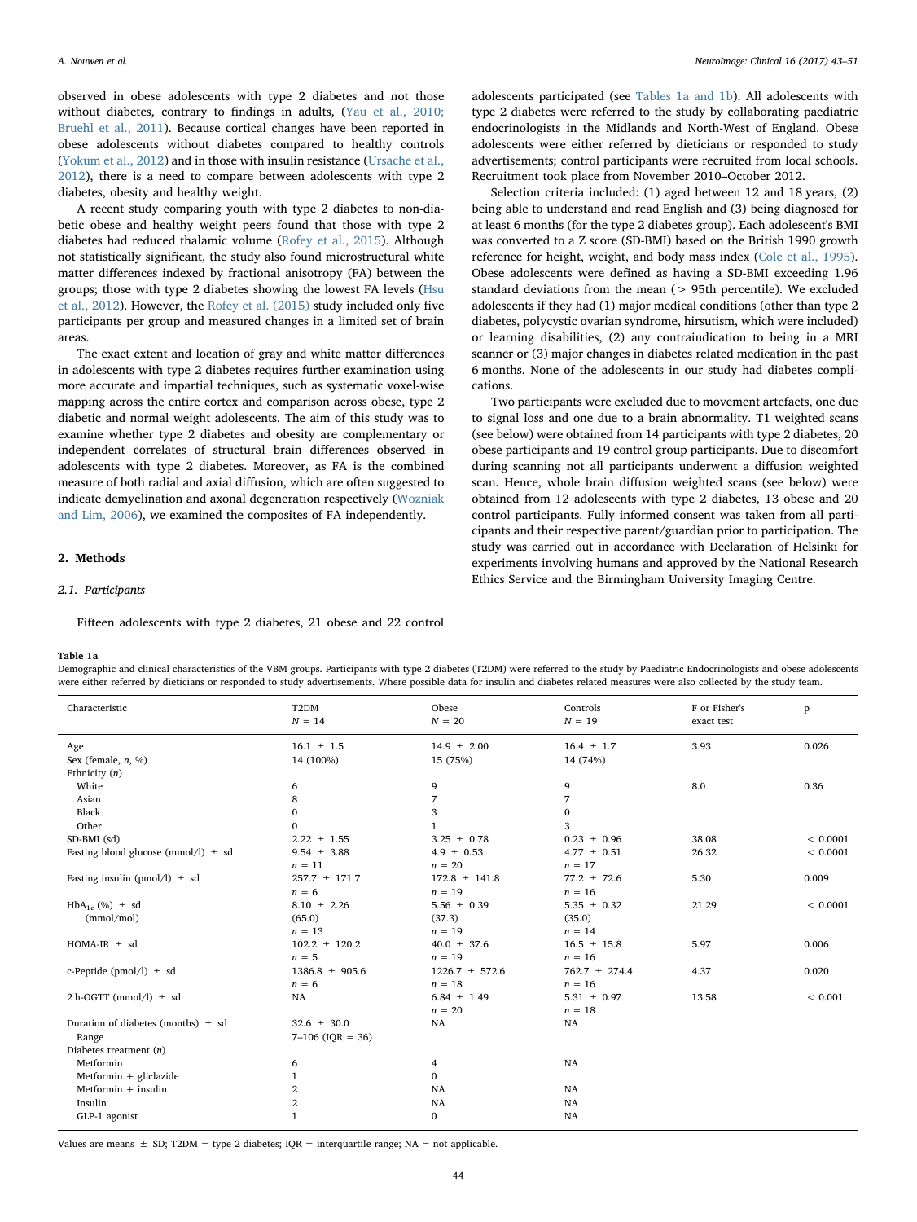observed in obese adolescents with type 2 diabetes and not those without diabetes, contrary to findings in adults, (Yau et al., 2010; Bruehl et al., 2011). Because cortical changes have been reported in obese adolescents without diabetes compared to healthy controls (Yokum et al., 2012) and in those with insulin resistance (Ursache et al., 2012), there is a need to compare between adolescents with type 2 diabetes, obesity and healthy weight.

A recent study comparing youth with type 2 diabetes to non-diabetic obese and healthy weight peers found that those with type 2 diabetes had reduced thalamic volume (Rofey et al., 2015). Although not statistically significant, the study also found microstructural white matter differences indexed by fractional anisotropy (FA) between the groups; those with type 2 diabetes showing the lowest FA levels (Hsu et al., 2012). However, the Rofey et al. (2015) study included only five participants per group and measured changes in a limited set of brain areas.

The exact extent and location of gray and white matter differences in adolescents with type 2 diabetes requires further examination using more accurate and impartial techniques, such as systematic voxel-wise mapping across the entire cortex and comparison across obese, type 2 diabetic and normal weight adolescents. The aim of this study was to examine whether type 2 diabetes and obesity are complementary or independent correlates of structural brain differences observed in adolescents with type 2 diabetes. Moreover, as FA is the combined measure of both radial and axial diffusion, which are often suggested to indicate demyelination and axonal degeneration respectively (Wozniak and Lim, 2006), we examined the composites of FA independently.

## 2. Methods

### 2.1. Participants

Fifteen adolescents with type 2 diabetes, 21 obese and 22 control adolescents participated (see Tables 1a and 1b). All adolescents with type 2 diabetes were referred to the study by collaborating paediatric endocrinologists in the Midlands and North-West of England. Obese adolescents were either referred by dieticians or responded to study advertisements; control participants were recruited from local schools. Recruitment took place from November 2010–October 2012.

Selection criteria included: (1) aged between 12 and 18 years, (2) being able to understand and read English and (3) being diagnosed for at least 6 months (for the type 2 diabetes group). Each adolescent's BMI was converted to a Z score (SD-BMI) based on the British 1990 growth reference for height, weight, and body mass index (Cole et al., 1995). Obese adolescents were defined as having a SD-BMI exceeding 1.96 standard deviations from the mean (> 95th percentile). We excluded adolescents if they had (1) major medical conditions (other than type 2 diabetes, polycystic ovarian syndrome, hirsutism, which were included) or learning disabilities, (2) any contraindication to being in a MRI scanner or (3) major changes in diabetes related medication in the past 6 months. None of the adolescents in our study had diabetes complications.

Two participants were excluded due to movement artefacts, one due to signal loss and one due to a brain abnormality. T1 weighted scans (see below) were obtained from 14 participants with type 2 diabetes, 20 obese participants and 19 control group participants. Due to discomfort during scanning not all participants underwent a diffusion weighted scan. Hence, whole brain diffusion weighted scans (see below) were obtained from 12 adolescents with type 2 diabetes, 13 obese and 20 control participants. Fully informed consent was taken from all participants and their respective parent/guardian prior to participation. The study was carried out in accordance with Declaration of Helsinki for experiments involving humans and approved by the National Research Ethics Service and the Birmingham University Imaging Centre.

**Table 1a**
Demographic and clinical characteristics of the VBM groups. Participants with type 2 diabetes (T2DM) were referred to the study by Paediatric Endocrinologists and obese adolescents were either referred by dieticians or responded to study advertisements. Where possible data for insulin and diabetes related measures were also collected by the study team.

| Characteristic | T2DM N = 14 | Obese N = 20 | Controls N = 19 | F or Fisher's exact test | p |
|---|---|---|---|---|---|
| Age | 16.1 ± 1.5 | 14.9 ± 2.00 | 16.4 ± 1.7 | 3.93 | 0.026 |
| Sex (female, n, %) | 14 (100%) | 15 (75%) | 14 (74%) | | |
| Ethnicity (n) | | | | | |
| White | 6 | 9 | 9 | 8.0 | 0.36 |
| Asian | 8 | 7 | 7 | | |
| Black | 0 | 3 | 0 | | |
| Other | 0 | 1 | 3 | | |
| SD-BMI (sd) | 2.22 ± 1.55 | 3.25 ± 0.78 | 0.23 ± 0.96 | 38.08 | < 0.0001 |
| Fasting blood glucose (mmol/l) ± sd | 9.54 ± 3.88 n = 11 | 4.9 ± 0.53 n = 20 | 4.77 ± 0.51 n = 17 | 26.32 | < 0.0001 |
| Fasting insulin (pmol/l) ± sd | 257.7 ± 171.7 n = 6 | 172.8 ± 141.8 n = 19 | 77.2 ± 72.6 n = 16 | 5.30 | 0.009 |
| $HbA_{1c}$ (%) ± sd (mmol/mol) | 8.10 ± 2.26 (65.0) n = 13 | 5.56 ± 0.39 (37.3) n = 19 | 5.35 ± 0.32 (35.0) n = 14 | 21.29 | < 0.0001 |
| HOMA-IR ± sd | 102.2 ± 120.2 n = 5 | 40.0 ± 37.6 n = 19 | 16.5 ± 15.8 n = 16 | 5.97 | 0.006 |
| c-Peptide (pmol/l) ± sd | 1386.8 ± 905.6 n = 6 | 1226.7 ± 572.6 n = 18 | 762.7 ± 274.4 n = 16 | 4.37 | 0.020 |
| 2 h-OGTT (mmol/l) ± sd | NA | 6.84 ± 1.49 n = 20 | 5.31 ± 0.97 n = 18 | 13.58 | < 0.001 |
| Duration of diabetes (months) ± sd | 32.6 ± 30.0 | NA | NA | | |
| Range | 7–106 (IQR = 36) | | | | |
| Diabetes treatment (n) | | | | | |
| Metformin | 6 | 4 | NA | | |
| Metformin + gliclazide | 1 | 0 | | | |
| Metformin + insulin | 2 | NA | NA | | |
| Insulin | 2 | NA | NA | | |
| GLP-1 agonist | 1 | 0 | NA | | |

Values are means ± SD; T2DM = type 2 diabetes; IQR = interquartile range; NA = not applicable.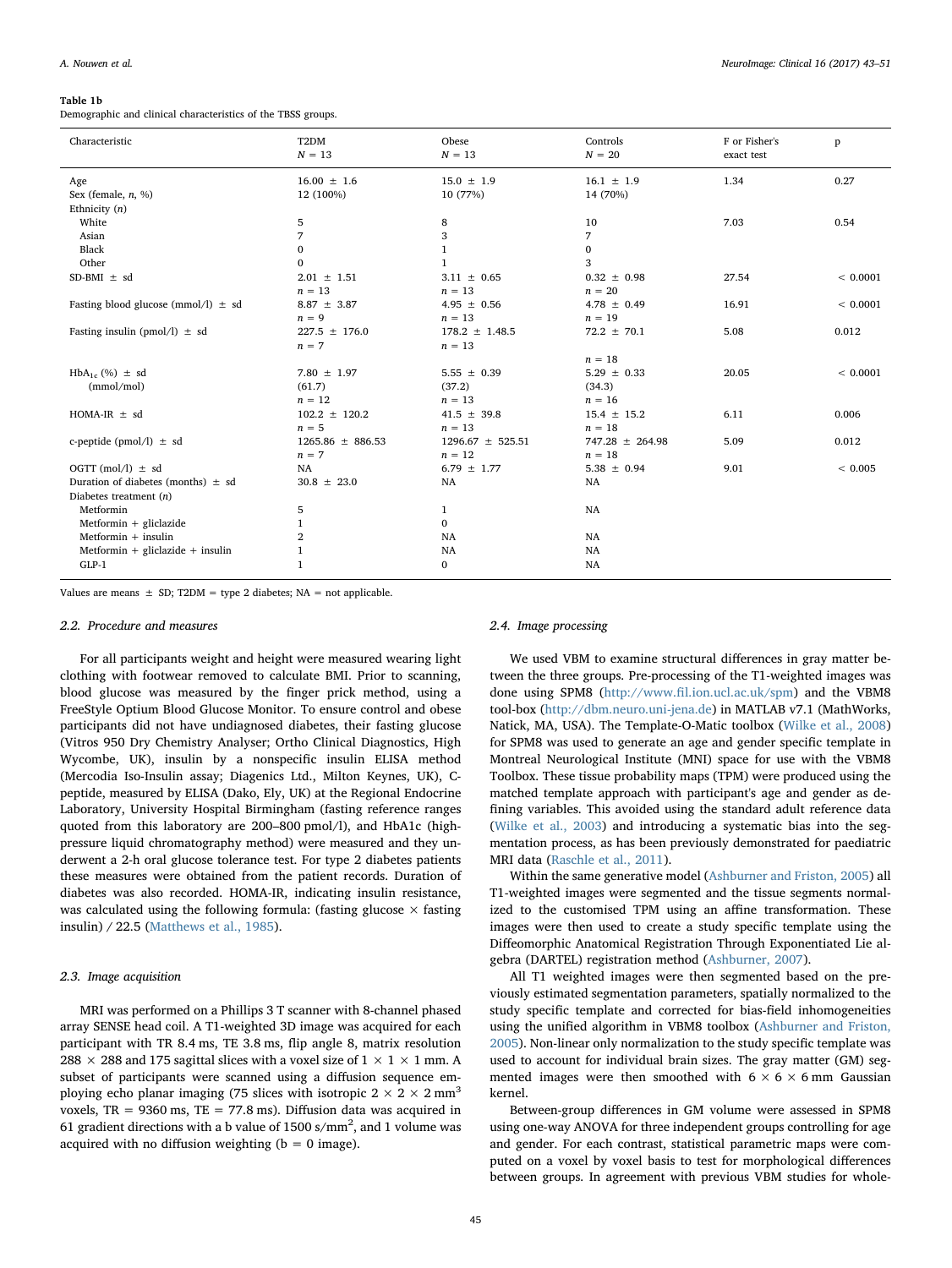**Table 1b**
Demographic and clinical characteristics of the TBSS groups.

| Characteristic | T2DM $N = 13$ | Obese $N = 13$ | Controls $N = 20$ | F or Fisher's exact test | p |
|---|---|---|---|---|---|
| Age | 16.00 ± 1.6 | 15.0 ± 1.9 | 16.1 ± 1.9 | 1.34 | 0.27 |
| Sex (female, *n*, %) | 12 (100%) | 10 (77%) | 14 (70%) | | |
| Ethnicity (*n*) | | | | | |
| White | 5 | 8 | 10 | 7.03 | 0.54 |
| Asian | 7 | 3 | 7 | | |
| Black | 0 | 1 | 0 | | |
| Other | 0 | 1 | 3 | | |
| SD-BMI ± sd | 2.01 ± 1.51 $n = 13$ | 3.11 ± 0.65 $n = 13$ | 0.32 ± 0.98 $n = 20$ | 27.54 | < 0.0001 |
| Fasting blood glucose (mmol/l) ± sd | 8.87 ± 3.87 $n = 9$ | 4.95 ± 0.56 $n = 13$ | 4.78 ± 0.49 $n = 19$ | 16.91 | < 0.0001 |
| Fasting insulin (pmol/l) ± sd | 227.5 ± 176.0 $n = 7$ | 178.2 ± 1.48.5 $n = 13$ | 72.2 ± 70.1 $n = 18$ | 5.08 | 0.012 |
| $HbA_{1c}$ (%) ± sd (mmol/mol) | 7.80 ± 1.97 (61.7) $n = 12$ | 5.55 ± 0.39 (37.2) $n = 13$ | 5.29 ± 0.33 (34.3) $n = 16$ | 20.05 | < 0.0001 |
| HOMA-IR ± sd | 102.2 ± 120.2 $n = 5$ | 41.5 ± 39.8 $n = 13$ | 15.4 ± 15.2 $n = 18$ | 6.11 | 0.006 |
| c-peptide (pmol/l) ± sd | 1265.86 ± 886.53 $n = 7$ | 1296.67 ± 525.51 $n = 12$ | 747.28 ± 264.98 $n = 18$ | 5.09 | 0.012 |
| OGTT (mol/l) ± sd | NA | 6.79 ± 1.77 | 5.38 ± 0.94 | 9.01 | < 0.005 |
| Duration of diabetes (months) ± sd | 30.8 ± 23.0 | NA | NA | | |
| Diabetes treatment (*n*) | | | | | |
| Metformin | 5 | 1 | NA | | |
| Metformin + gliclazide | 1 | 0 | | | |
| Metformin + insulin | 2 | NA | NA | | |
| Metformin + gliclazide + insulin | 1 | NA | NA | | |
| GLP-1 | 1 | 0 | NA | | |

Values are means ± SD; T2DM = type 2 diabetes; NA = not applicable.

### 2.2. Procedure and measures

For all participants weight and height were measured wearing light clothing with footwear removed to calculate BMI. Prior to scanning, blood glucose was measured by the finger prick method, using a FreeStyle Optium Blood Glucose Monitor. To ensure control and obese participants did not have undiagnosed diabetes, their fasting glucose (Vitros 950 Dry Chemistry Analyser; Ortho Clinical Diagnostics, High Wycombe, UK), insulin by a nonspecific insulin ELISA method (Mercodia Iso-Insulin assay; Diagenics Ltd., Milton Keynes, UK), C-peptide, measured by ELISA (Dako, Ely, UK) at the Regional Endocrine Laboratory, University Hospital Birmingham (fasting reference ranges quoted from this laboratory are 200–800 pmol/l), and HbA1c (high-pressure liquid chromatography method) were measured and they underwent a 2-h oral glucose tolerance test. For type 2 diabetes patients these measures were obtained from the patient records. Duration of diabetes was also recorded. HOMA-IR, indicating insulin resistance, was calculated using the following formula: (fasting glucose × fasting insulin) / 22.5 (Matthews et al., 1985).

### 2.3. Image acquisition

MRI was performed on a Phillips 3 T scanner with 8-channel phased array SENSE head coil. A T1-weighted 3D image was acquired for each participant with TR 8.4 ms, TE 3.8 ms, flip angle 8, matrix resolution 288 × 288 and 175 sagittal slices with a voxel size of 1 × 1 × 1 mm. A subset of participants were scanned using a diffusion sequence employing echo planar imaging (75 slices with isotropic 2 × 2 × 2 $mm^3$ voxels, TR = 9360 ms, TE = 77.8 ms). Diffusion data was acquired in 61 gradient directions with a b value of 1500 $s/mm^2$, and 1 volume was acquired with no diffusion weighting (b = 0 image).

### 2.4. Image processing

We used VBM to examine structural differences in gray matter between the three groups. Pre-processing of the T1-weighted images was done using SPM8 (http://www.fil.ion.ucl.ac.uk/spm) and the VBM8 tool-box (http://dbm.neuro.uni-jena.de) in MATLAB v7.1 (MathWorks, Natick, MA, USA). The Template-O-Matic toolbox (Wilke et al., 2008) for SPM8 was used to generate an age and gender specific template in Montreal Neurological Institute (MNI) space for use with the VBM8 Toolbox. These tissue probability maps (TPM) were produced using the matched template approach with participant's age and gender as defining variables. This avoided using the standard adult reference data (Wilke et al., 2003) and introducing a systematic bias into the segmentation process, as has been previously demonstrated for paediatric MRI data (Raschle et al., 2011).

Within the same generative model (Ashburner and Friston, 2005) all T1-weighted images were segmented and the tissue segments normalized to the customised TPM using an affine transformation. These images were then used to create a study specific template using the Diffeomorphic Anatomical Registration Through Exponentiated Lie algebra (DARTEL) registration method (Ashburner, 2007).

All T1 weighted images were then segmented based on the previously estimated segmentation parameters, spatially normalized to the study specific template and corrected for bias-field inhomogeneities using the unified algorithm in VBM8 toolbox (Ashburner and Friston, 2005). Non-linear only normalization to the study specific template was used to account for individual brain sizes. The gray matter (GM) segmented images were then smoothed with 6 × 6 × 6 mm Gaussian kernel.

Between-group differences in GM volume were assessed in SPM8 using one-way ANOVA for three independent groups controlling for age and gender. For each contrast, statistical parametric maps were computed on a voxel by voxel basis to test for morphological differences between groups. In agreement with previous VBM studies for whole-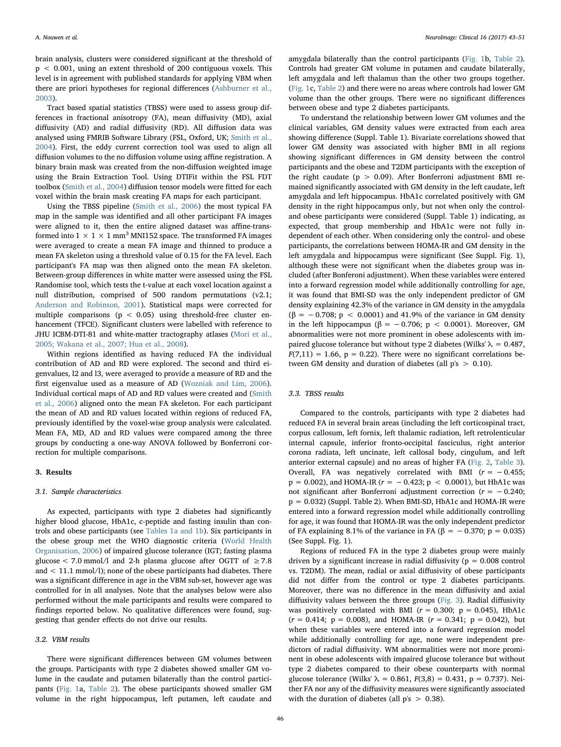brain analysis, clusters were considered significant at the threshold of $p < 0.001$, using an extent threshold of 200 contiguous voxels. This level is in agreement with published standards for applying VBM when there are priori hypotheses for regional differences (Ashburner et al., 2003).

Tract based spatial statistics (TBSS) were used to assess group differences in fractional anisotropy (FA), mean diffusivity (MD), axial diffusivity (AD) and radial diffusivity (RD). All diffusion data was analysed using FMRIB Software Library (FSL, Oxford, UK; Smith et al., 2004). First, the eddy current correction tool was used to align all diffusion volumes to the no diffusion volume using affine registration. A binary brain mask was created from the non-diffusion weighted image using the Brain Extraction Tool. Using DTIFit within the FSL FDT toolbox (Smith et al., 2004) diffusion tensor models were fitted for each voxel within the brain mask creating FA maps for each participant.

Using the TBSS pipeline (Smith et al., 2006) the most typical FA map in the sample was identified and all other participant FA images were aligned to it, then the entire aligned dataset was affine-transformed into $1 \times 1 \times 1$ mm$^3$ MNI152 space. The transformed FA images were averaged to create a mean FA image and thinned to produce a mean FA skeleton using a threshold value of 0.15 for the FA level. Each participant's FA map was then aligned onto the mean FA skeleton. Between-group differences in white matter were assessed using the FSL Randomise tool, which tests the t-value at each voxel location against a null distribution, comprised of 500 random permutations (v2.1; Anderson and Robinson, 2001). Statistical maps were corrected for multiple comparisons ($p < 0.05$) using threshold-free cluster enhancement (TFCE). Significant clusters were labelled with reference to JHU ICBM-DTI-81 and white-matter tractography atlases (Mori et al., 2005; Wakana et al., 2007; Hua et al., 2008).

Within regions identified as having reduced FA the individual contribution of AD and RD were explored. The second and third eigenvalues, l2 and l3, were averaged to provide a measure of RD and the first eigenvalue used as a measure of AD (Wozniak and Lim, 2006). Individual cortical maps of AD and RD values were created and (Smith et al., 2006) aligned onto the mean FA skeleton. For each participant the mean of AD and RD values located within regions of reduced FA, previously identified by the voxel-wise group analysis were calculated. Mean FA, MD, AD and RD values were compared among the three groups by conducting a one-way ANOVA followed by Bonferroni correction for multiple comparisons.

## 3. Results

### 3.1. Sample characteristics

As expected, participants with type 2 diabetes had significantly higher blood glucose, HbA1c, c-peptide and fasting insulin than controls and obese participants (see Tables 1a and 1b). Six participants in the obese group met the WHO diagnostic criteria (World Health Organisation, 2006) of impaired glucose tolerance (IGT; fasting plasma glucose < 7.0 mmol/l and 2-h plasma glucose after OGTT of ≥7.8 and < 11.1 mmol/l); none of the obese participants had diabetes. There was a significant difference in age in the VBM sub-set, however age was controlled for in all analyses. Note that the analyses below were also performed without the male participants and results were compared to findings reported below. No qualitative differences were found, suggesting that gender effects do not drive our results.

### 3.2. VBM results

There were significant differences between GM volumes between the groups. Participants with type 2 diabetes showed smaller GM volume in the caudate and putamen bilaterally than the control participants (Fig. 1a, Table 2). The obese participants showed smaller GM volume in the right hippocampus, left putamen, left caudate and amygdala bilaterally than the control participants (Fig. 1b, Table 2). Controls had greater GM volume in putamen and caudate bilaterally, left amygdala and left thalamus than the other two groups together. (Fig. 1c, Table 2) and there were no areas where controls had lower GM volume than the other groups. There were no significant differences between obese and type 2 diabetes participants.

To understand the relationship between lower GM volumes and the clinical variables, GM density values were extracted from each area showing difference (Suppl. Table 1). Bivariate correlations showed that lower GM density was associated with higher BMI in all regions showing significant differences in GM density between the control participants and the obese and T2DM participants with the exception of the right caudate ($p > 0.09$). After Bonferroni adjustment BMI remained significantly associated with GM density in the left caudate, left amygdala and left hippocampus. HbA1c correlated positively with GM density in the right hippocampus only, but not when only the control- and obese participants were considered (Suppl. Table 1) indicating, as expected, that group membership and HbA1c were not fully independent of each other. When considering only the control- and obese participants, the correlations between HOMA-IR and GM density in the left amygdala and hippocampus were significant (See Suppl. Fig. 1), although these were not significant when the diabetes group was included (after Bonferoni adjustment). When these variables were entered into a forward regression model while additionally controlling for age, it was found that BMI-SD was the only independent predictor of GM density explaining 42.3% of the variance in GM density in the amygdala ($\beta = -0.708$; $p < 0.0001$) and 41.9% of the variance in GM density in the left hippocampus ($\beta = -0.706$; $p < 0.0001$). Moreover, GM abnormalities were not more prominent in obese adolescents with impaired glucose tolerance but without type 2 diabetes (Wilks' $\lambda = 0.487$, $F(7,11) = 1.66$, $p = 0.22$). There were no significant correlations between GM density and duration of diabetes (all p's $> 0.10$).

### 3.3. TBSS results

Compared to the controls, participants with type 2 diabetes had reduced FA in several brain areas (including the left corticospinal tract, corpus callosum, left fornix, left thalamic radiation, left retrolenticular internal capsule, inferior fronto-occipital fasciculus, right anterior corona radiata, left uncinate, left callosal body, cingulum, and left anterior external capsule) and no areas of higher FA (Fig. 2, Table 3). Overall, FA was negatively correlated with BMI ($r = -0.455$; $p = 0.002$), and HOMA-IR ($r = -0.423$; $p < 0.0001$), but HbA1c was not significant after Bonferroni adjustment correction ($r = -0.240$; $p = 0.032$) (Suppl. Table 2). When BMI-SD, HbA1c and HOMA-IR were entered into a forward regression model while additionally controlling for age, it was found that HOMA-IR was the only independent predictor of FA explaining 8.1% of the variance in FA ($\beta = -0.370$; $p = 0.035$) (See Suppl. Fig. 1).

Regions of reduced FA in the type 2 diabetes group were mainly driven by a significant increase in radial diffusivity ($p = 0.008$ control vs. T2DM). The mean, radial or axial diffusivity of obese participants did not differ from the control or type 2 diabetes participants. Moreover, there was no difference in the mean diffusivity and axial diffusivity values between the three groups (Fig. 3). Radial diffusivity was positively correlated with BMI ($r = 0.300$; $p = 0.045$), HbA1c ($r = 0.414$; $p = 0.008$), and HOMA-IR ($r = 0.341$; $p = 0.042$), but when these variables were entered into a forward regression model while additionally controlling for age, none were independent predictors of radial diffusivity. WM abnormalities were not more prominent in obese adolescents with impaired glucose tolerance but without type 2 diabetes compared to their obese counterparts with normal glucose tolerance (Wilks' $\lambda = 0.861$, $F(3,8) = 0.431$, $p = 0.737$). Neither FA nor any of the diffusivity measures were significantly associated with the duration of diabetes (all p's $> 0.38$).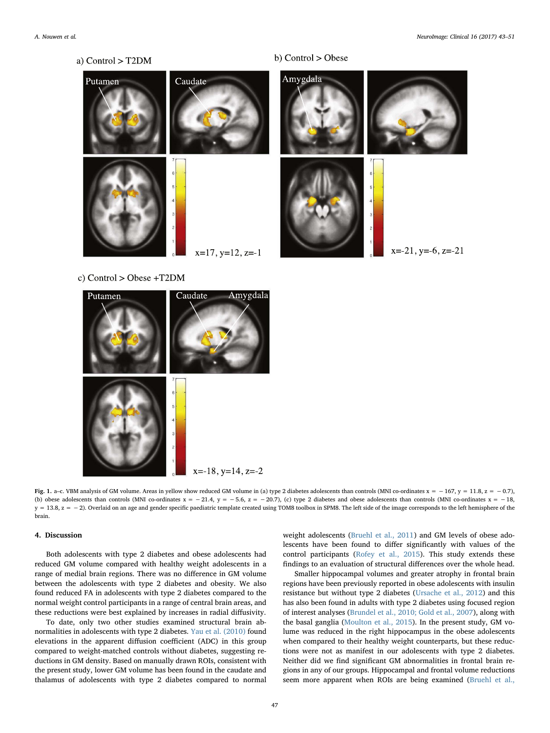Fig. 1. a–c. VBM analysis of GM volume. Areas in yellow show reduced GM volume in (a) type 2 diabetes adolescents than controls (MNI co-ordinates x = −167, y = 11.8, z = −0.7), (b) obese adolescents than controls (MNI co-ordinates x = −21.4, y = −5.6, z = −20.7), (c) type 2 diabetes and obese adolescents than controls (MNI co-ordinates x = −18, y = 13.8, z = −2). Overlaid on an age and gender specific paediatric template created using TOM8 toolbox in SPM8. The left side of the image corresponds to the left hemisphere of the brain.

## 4. Discussion

Both adolescents with type 2 diabetes and obese adolescents had reduced GM volume compared with healthy weight adolescents in a range of medial brain regions. There was no difference in GM volume between the adolescents with type 2 diabetes and obesity. We also found reduced FA in adolescents with type 2 diabetes compared to the normal weight control participants in a range of central brain areas, and these reductions were best explained by increases in radial diffusivity.

To date, only two other studies examined structural brain abnormalities in adolescents with type 2 diabetes. Yau et al. (2010) found elevations in the apparent diffusion coefficient (ADC) in this group compared to weight-matched controls without diabetes, suggesting reductions in GM density. Based on manually drawn ROIs, consistent with the present study, lower GM volume has been found in the caudate and thalamus of adolescents with type 2 diabetes compared to normal weight adolescents (Bruehl et al., 2011) and GM levels of obese adolescents have been found to differ significantly with values of the control participants (Rofey et al., 2015). This study extends these findings to an evaluation of structural differences over the whole head.

Smaller hippocampal volumes and greater atrophy in frontal brain regions have been previously reported in obese adolescents with insulin resistance but without type 2 diabetes (Ursache et al., 2012) and this has also been found in adults with type 2 diabetes using focused region of interest analyses (Brundel et al., 2010; Gold et al., 2007), along with the basal ganglia (Moulton et al., 2015). In the present study, GM volume was reduced in the right hippocampus in the obese adolescents when compared to their healthy weight counterparts, but these reductions were not as manifest in our adolescents with type 2 diabetes. Neither did we find significant GM abnormalities in frontal brain regions in any of our groups. Hippocampal and frontal volume reductions seem more apparent when ROIs are being examined (Bruehl et al.,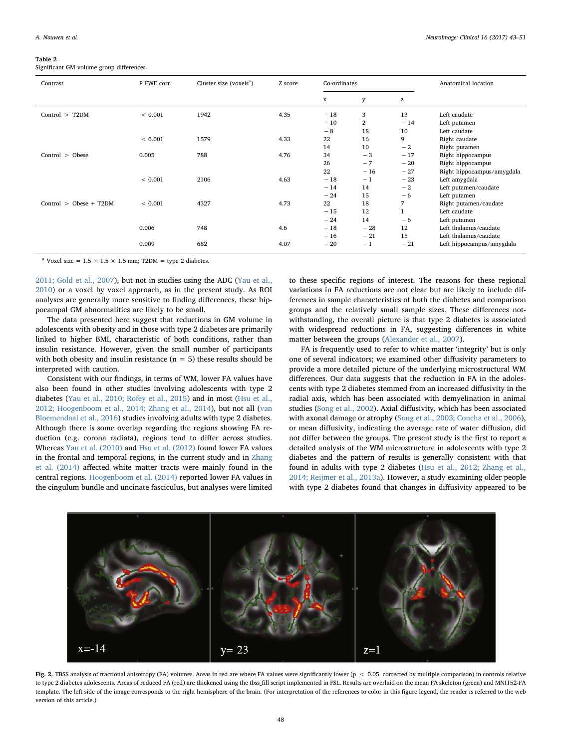**Table 2**
Significant GM volume group differences.

| Contrast | P FWE corr. | Cluster size (voxels[a]) | Z score | Co-ordinates | | | Anatomical location |
|---|---|---|---|---|---|---|---|
| | | | | x | y | z | |
| Control > T2DM | < 0.001 | 1942 | 4.35 | −18 | 3 | 13 | Left caudate |
| | | | | −10 | 2 | −14 | Left putamen |
| | | | | −8 | 18 | 10 | Left caudate |
| | < 0.001 | 1579 | 4.33 | 22 | 16 | 9 | Right caudate |
| | | | | 14 | 10 | −2 | Right putamen |
| Control > Obese | 0.005 | 788 | 4.76 | 34 | −3 | −17 | Right hippocampus |
| | | | | 26 | −7 | −20 | Right hippocampus |
| | | | | 22 | −16 | −27 | Right hippocampus/amygdala |
| | < 0.001 | 2106 | 4.63 | −18 | −1 | −23 | Left amygdala |
| | | | | −14 | 14 | −2 | Left putamen/caudate |
| | | | | −24 | 15 | −6 | Left putamen |
| Control > Obese + T2DM | < 0.001 | 4327 | 4.73 | 22 | 18 | 7 | Right putamen/caudate |
| | | | | −15 | 12 | 1 | Left caudate |
| | | | | −24 | 14 | −6 | Left putamen |
| | 0.006 | 748 | 4.6 | −18 | −28 | 12 | Left thalamus/caudate |
| | | | | −16 | −21 | 15 | Left thalamus/caudate |
| | 0.009 | 682 | 4.07 | −20 | −1 | −21 | Left hippocampus/amygdala |

[a] Voxel size = 1.5 × 1.5 × 1.5 mm; T2DM = type 2 diabetes.

2011; Gold et al., 2007), but not in studies using the ADC (Yau et al., 2010) or a voxel by voxel approach, as in the present study. As ROI analyses are generally more sensitive to finding differences, these hippocampal GM abnormalities are likely to be small.

The data presented here suggest that reductions in GM volume in adolescents with obesity and in those with type 2 diabetes are primarily linked to higher BMI, characteristic of both conditions, rather than insulin resistance. However, given the small number of participants with both obesity and insulin resistance (n = 5) these results should be interpreted with caution.

Consistent with our findings, in terms of WM, lower FA values have also been found in other studies involving adolescents with type 2 diabetes (Yau et al., 2010; Rofey et al., 2015) and in most (Hsu et al., 2012; Hoogenboom et al., 2014; Zhang et al., 2014), but not all (van Bloemendaal et al., 2016) studies involving adults with type 2 diabetes. Although there is some overlap regarding the regions showing FA reduction (e.g. corona radiata), regions tend to differ across studies. Whereas Yau et al. (2010) and Hsu et al. (2012) found lower FA values in the frontal and temporal regions, in the current study and in Zhang et al. (2014) affected white matter tracts were mainly found in the central regions. Hoogenboom et al. (2014) reported lower FA values in the cingulum bundle and uncinate fasciculus, but analyses were limited to these specific regions of interest. The reasons for these regional variations in FA reductions are not clear but are likely to include differences in sample characteristics of both the diabetes and comparison groups and the relatively small sample sizes. These differences notwithstanding, the overall picture is that type 2 diabetes is associated with widespread reductions in FA, suggesting differences in white matter between the groups (Alexander et al., 2007).

FA is frequently used to refer to white matter 'integrity' but is only one of several indicators; we examined other diffusivity parameters to provide a more detailed picture of the underlying microstructural WM differences. Our data suggests that the reduction in FA in the adolescents with type 2 diabetes stemmed from an increased diffusivity in the radial axis, which has been associated with demyelination in animal studies (Song et al., 2002). Axial diffusivity, which has been associated with axonal damage or atrophy (Song et al., 2003; Concha et al., 2006), or mean diffusivity, indicating the average rate of water diffusion, did not differ between the groups. The present study is the first to report a detailed analysis of the WM microstructure in adolescents with type 2 diabetes and the pattern of results is generally consistent with that found in adults with type 2 diabetes (Hsu et al., 2012; Zhang et al., 2014; Reijmer et al., 2013a). However, a study examining older people with type 2 diabetes found that changes in diffusivity appeared to be

**Fig. 2.** TBSS analysis of fractional anisotropy (FA) volumes. Areas in red are where FA values were significantly lower ($p < 0.05$, corrected by multiple comparison) in controls relative to type 2 diabetes adolescents. Areas of reduced FA (red) are thickened using the tbss_fill script implemented in FSL. Results are overlaid on the mean FA skeleton (green) and MNI152-FA template. The left side of the image corresponds to the right hemisphere of the brain. (For interpretation of the references to color in this figure legend, the reader is referred to the web version of this article.)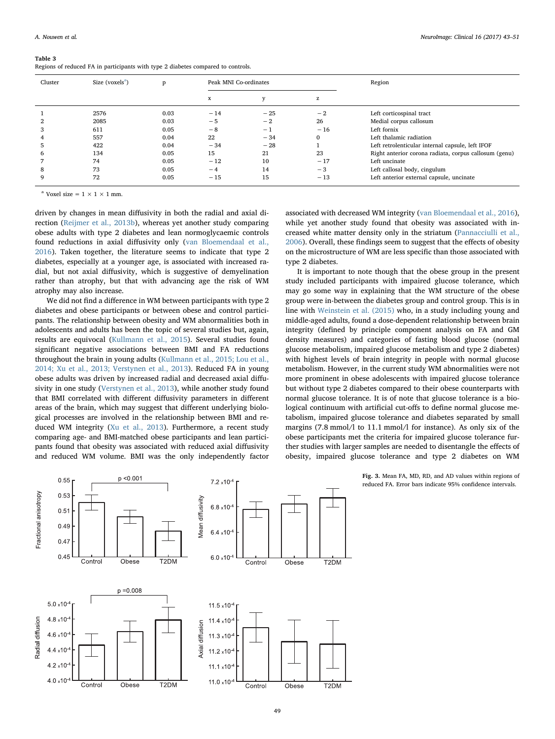**Table 3**
Regions of reduced FA in participants with type 2 diabetes compared to controls.

| Cluster | Size (voxels[a]) | p | Peak MNI Co-ordinates | | | Region |
|---|---|---|---|---|---|---|
| | | | x | y | z | |
| 1 | 2576 | 0.03 | −14 | −25 | −2 | Left corticospinal tract |
| 2 | 2085 | 0.03 | −5 | −2 | 26 | Medial corpus callosum |
| 3 | 611 | 0.05 | −8 | −1 | −16 | Left fornix |
| 4 | 557 | 0.04 | 22 | −34 | 0 | Left thalamic radiation |
| 5 | 422 | 0.04 | −34 | −28 | 1 | Left retrolenticular internal capsule, left IFOF |
| 6 | 134 | 0.05 | 15 | 21 | 23 | Right anterior corona radiata, corpus callosum (genu) |
| 7 | 74 | 0.05 | −12 | 10 | −17 | Left uncinate |
| 8 | 73 | 0.05 | −4 | 14 | −3 | Left callosal body, cingulum |
| 9 | 72 | 0.05 | −15 | 15 | −13 | Left anterior external capsule, uncinate |

[a] Voxel size = 1 × 1 × 1 mm.

driven by changes in mean diffusivity in both the radial and axial direction (Reijmer et al., 2013b), whereas yet another study comparing obese adults with type 2 diabetes and lean normoglycaemic controls found reductions in axial diffusivity only (van Bloemendaal et al., 2016). Taken together, the literature seems to indicate that type 2 diabetes, especially at a younger age, is associated with increased radial, but not axial diffusivity, which is suggestive of demyelination rather than atrophy, but that with advancing age the risk of WM atrophy may also increase.

We did not find a difference in WM between participants with type 2 diabetes and obese participants or between obese and control participants. The relationship between obesity and WM abnormalities both in adolescents and adults has been the topic of several studies but, again, results are equivocal (Kullmann et al., 2015). Several studies found significant negative associations between BMI and FA reductions throughout the brain in young adults (Kullmann et al., 2015; Lou et al., 2014; Xu et al., 2013; Verstynen et al., 2013). Reduced FA in young obese adults was driven by increased radial and decreased axial diffusivity in one study (Verstynen et al., 2013), while another study found that BMI correlated with different diffusivity parameters in different areas of the brain, which may suggest that different underlying biological processes are involved in the relationship between BMI and reduced WM integrity (Xu et al., 2013). Furthermore, a recent study comparing age- and BMI-matched obese participants and lean participants found that obesity was associated with reduced axial diffusivity and reduced WM volume. BMI was the only independently factor associated with decreased WM integrity (van Bloemendaal et al., 2016), while yet another study found that obesity was associated with increased white matter density only in the striatum (Pannacciulli et al., 2006). Overall, these findings seem to suggest that the effects of obesity on the microstructure of WM are less specific than those associated with type 2 diabetes.

It is important to note though that the obese group in the present study included participants with impaired glucose tolerance, which may go some way in explaining that the WM structure of the obese group were in-between the diabetes group and control group. This is in line with Weinstein et al. (2015) who, in a study including young and middle-aged adults, found a dose-dependent relationship between brain integrity (defined by principle component analysis on FA and GM density measures) and categories of fasting blood glucose (normal glucose metabolism, impaired glucose metabolism and type 2 diabetes) with highest levels of brain integrity in people with normal glucose metabolism. However, in the current study WM abnormalities were not more prominent in obese adolescents with impaired glucose tolerance but without type 2 diabetes compared to their obese counterparts with normal glucose tolerance. It is of note that glucose tolerance is a biological continuum with artificial cut-offs to define normal glucose metabolism, impaired glucose tolerance and diabetes separated by small margins (7.8 mmol/l to 11.1 mmol/l for instance). As only six of the obese participants met the criteria for impaired glucose tolerance further studies with larger samples are needed to disentangle the effects of obesity, impaired glucose tolerance and type 2 diabetes on WM

**Fig. 3.** Mean FA, MD, RD, and AD values within regions of reduced FA. Error bars indicate 95% confidence intervals.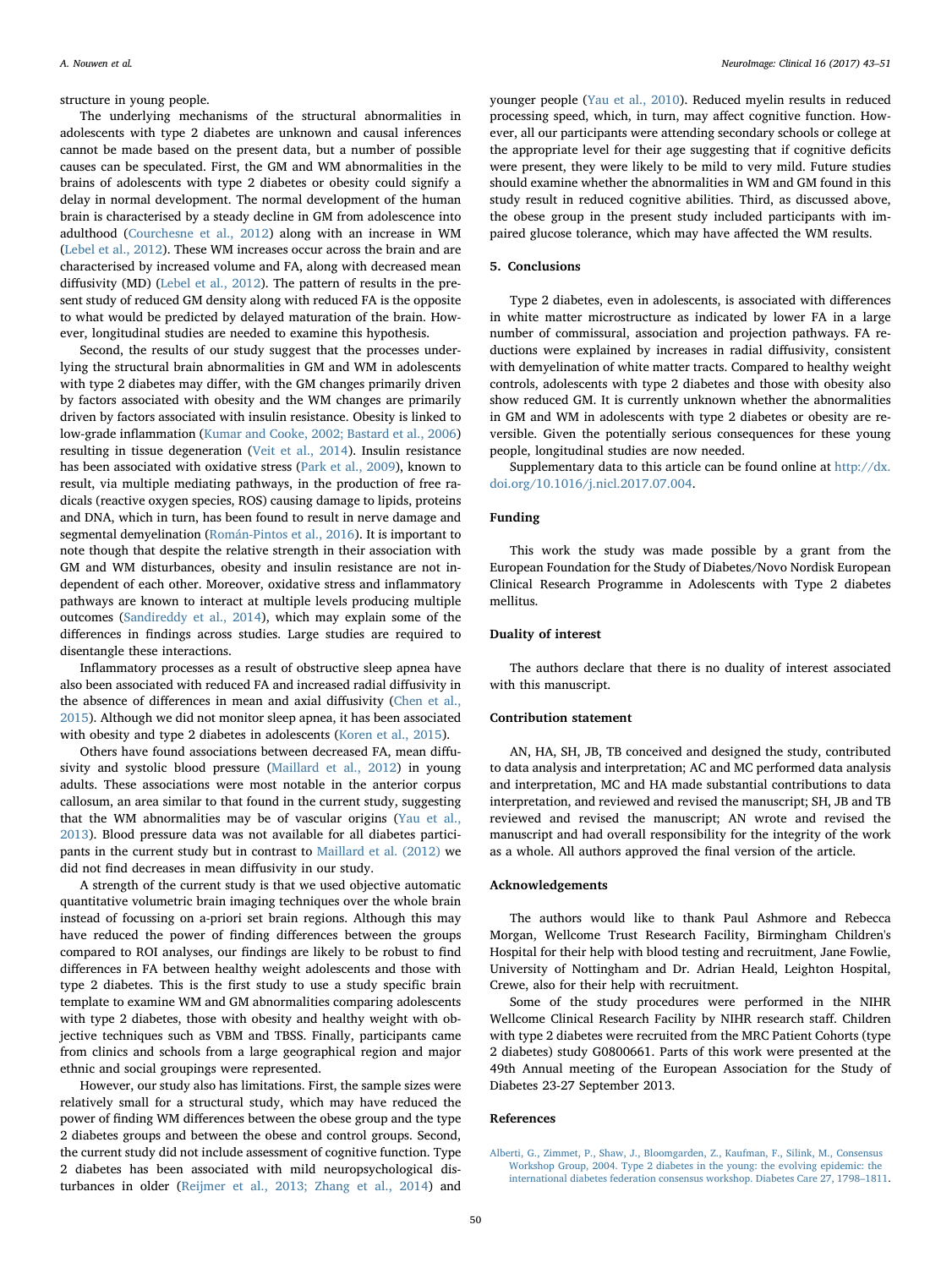structure in young people.

The underlying mechanisms of the structural abnormalities in adolescents with type 2 diabetes are unknown and causal inferences cannot be made based on the present data, but a number of possible causes can be speculated. First, the GM and WM abnormalities in the brains of adolescents with type 2 diabetes or obesity could signify a delay in normal development. The normal development of the human brain is characterised by a steady decline in GM from adolescence into adulthood (Courchesne et al., 2012) along with an increase in WM (Lebel et al., 2012). These WM increases occur across the brain and are characterised by increased volume and FA, along with decreased mean diffusivity (MD) (Lebel et al., 2012). The pattern of results in the present study of reduced GM density along with reduced FA is the opposite to what would be predicted by delayed maturation of the brain. However, longitudinal studies are needed to examine this hypothesis.

Second, the results of our study suggest that the processes underlying the structural brain abnormalities in GM and WM in adolescents with type 2 diabetes may differ, with the GM changes primarily driven by factors associated with obesity and the WM changes are primarily driven by factors associated with insulin resistance. Obesity is linked to low-grade inflammation (Kumar and Cooke, 2002; Bastard et al., 2006) resulting in tissue degeneration (Veit et al., 2014). Insulin resistance has been associated with oxidative stress (Park et al., 2009), known to result, via multiple mediating pathways, in the production of free radicals (reactive oxygen species, ROS) causing damage to lipids, proteins and DNA, which in turn, has been found to result in nerve damage and segmental demyelination (Román-Pintos et al., 2016). It is important to note though that despite the relative strength in their association with GM and WM disturbances, obesity and insulin resistance are not independent of each other. Moreover, oxidative stress and inflammatory pathways are known to interact at multiple levels producing multiple outcomes (Sandireddy et al., 2014), which may explain some of the differences in findings across studies. Large studies are required to disentangle these interactions.

Inflammatory processes as a result of obstructive sleep apnea have also been associated with reduced FA and increased radial diffusivity in the absence of differences in mean and axial diffusivity (Chen et al., 2015). Although we did not monitor sleep apnea, it has been associated with obesity and type 2 diabetes in adolescents (Koren et al., 2015).

Others have found associations between decreased FA, mean diffusivity and systolic blood pressure (Maillard et al., 2012) in young adults. These associations were most notable in the anterior corpus callosum, an area similar to that found in the current study, suggesting that the WM abnormalities may be of vascular origins (Yau et al., 2013). Blood pressure data was not available for all diabetes participants in the current study but in contrast to Maillard et al. (2012) we did not find decreases in mean diffusivity in our study.

A strength of the current study is that we used objective automatic quantitative volumetric brain imaging techniques over the whole brain instead of focussing on a-priori set brain regions. Although this may have reduced the power of finding differences between the groups compared to ROI analyses, our findings are likely to be robust to find differences in FA between healthy weight adolescents and those with type 2 diabetes. This is the first study to use a study specific brain template to examine WM and GM abnormalities comparing adolescents with type 2 diabetes, those with obesity and healthy weight with objective techniques such as VBM and TBSS. Finally, participants came from clinics and schools from a large geographical region and major ethnic and social groupings were represented.

However, our study also has limitations. First, the sample sizes were relatively small for a structural study, which may have reduced the power of finding WM differences between the obese group and the type 2 diabetes groups and between the obese and control groups. Second, the current study did not include assessment of cognitive function. Type 2 diabetes has been associated with mild neuropsychological disturbances in older (Reijmer et al., 2013; Zhang et al., 2014) and younger people (Yau et al., 2010). Reduced myelin results in reduced processing speed, which, in turn, may affect cognitive function. However, all our participants were attending secondary schools or college at the appropriate level for their age suggesting that if cognitive deficits were present, they were likely to be mild to very mild. Future studies should examine whether the abnormalities in WM and GM found in this study result in reduced cognitive abilities. Third, as discussed above, the obese group in the present study included participants with impaired glucose tolerance, which may have affected the WM results.

## 5. Conclusions

Type 2 diabetes, even in adolescents, is associated with differences in white matter microstructure as indicated by lower FA in a large number of commissural, association and projection pathways. FA reductions were explained by increases in radial diffusivity, consistent with demyelination of white matter tracts. Compared to healthy weight controls, adolescents with type 2 diabetes and those with obesity also show reduced GM. It is currently unknown whether the abnormalities in GM and WM in adolescents with type 2 diabetes or obesity are reversible. Given the potentially serious consequences for these young people, longitudinal studies are now needed.

Supplementary data to this article can be found online at http://dx.doi.org/10.1016/j.nicl.2017.07.004.

## Funding

This work the study was made possible by a grant from the European Foundation for the Study of Diabetes/Novo Nordisk European Clinical Research Programme in Adolescents with Type 2 diabetes mellitus.

## Duality of interest

The authors declare that there is no duality of interest associated with this manuscript.

## Contribution statement

AN, HA, SH, JB, TB conceived and designed the study, contributed to data analysis and interpretation; AC and MC performed data analysis and interpretation, MC and HA made substantial contributions to data interpretation, and reviewed and revised the manuscript; SH, JB and TB reviewed and revised the manuscript; AN wrote and revised the manuscript and had overall responsibility for the integrity of the work as a whole. All authors approved the final version of the article.

## Acknowledgements

The authors would like to thank Paul Ashmore and Rebecca Morgan, Wellcome Trust Research Facility, Birmingham Children's Hospital for their help with blood testing and recruitment, Jane Fowlie, University of Nottingham and Dr. Adrian Heald, Leighton Hospital, Crewe, also for their help with recruitment.

Some of the study procedures were performed in the NIHR Wellcome Clinical Research Facility by NIHR research staff. Children with type 2 diabetes were recruited from the MRC Patient Cohorts (type 2 diabetes) study G0800661. Parts of this work were presented at the 49th Annual meeting of the European Association for the Study of Diabetes 23-27 September 2013.

## References

Alberti, G., Zimmet, P., Shaw, J., Bloomgarden, Z., Kaufman, F., Silink, M., Consensus Workshop Group, 2004. Type 2 diabetes in the young: the evolving epidemic: the international diabetes federation consensus workshop. Diabetes Care 27, 1798–1811.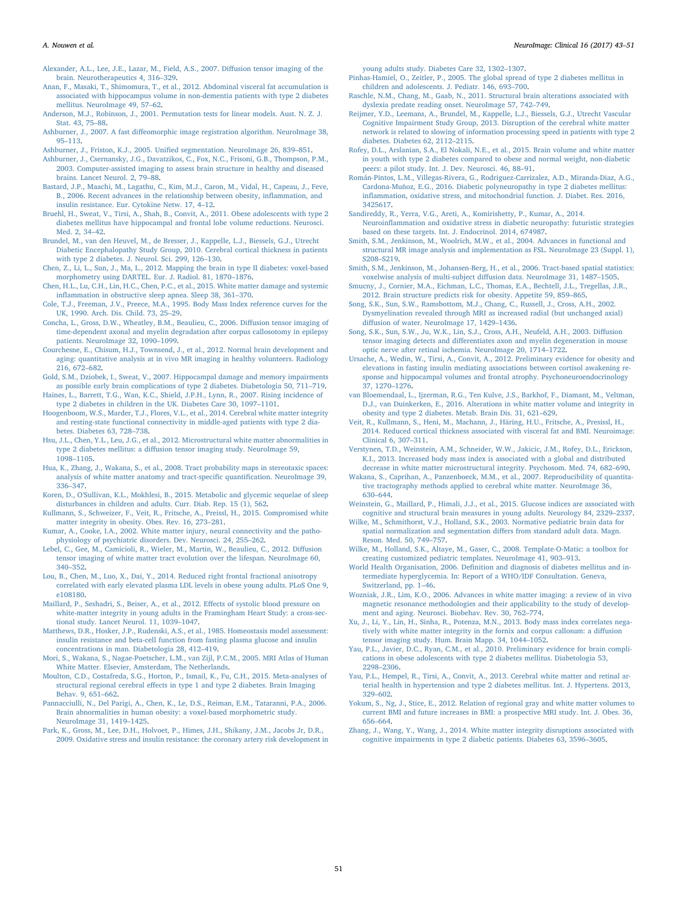Alexander, A.L., Lee, J.E., Lazar, M., Field, A.S., 2007. Diffusion tensor imaging of the brain. Neurotherapeutics 4, 316–329.

Anan, F., Masaki, T., Shimomura, T., et al., 2012. Abdominal visceral fat accumulation is associated with hippocampus volume in non-dementia patients with type 2 diabetes mellitus. NeuroImage 49, 57–62.

Anderson, M.J., Robinson, J., 2001. Permutation tests for linear models. Aust. N. Z. J. Stat. 43, 75–88.

Ashburner, J., 2007. A fast diffeomorphic image registration algorithm. NeuroImage 38, 95–113.

Ashburner, J., Friston, K.J., 2005. Unified segmentation. NeuroImage 26, 839–851.

Ashburner, J., Csernansky, J.G., Davatzikos, C., Fox, N.C., Frisoni, G.B., Thompson, P.M., 2003. Computer-assisted imaging to assess brain structure in healthy and diseased brains. Lancet Neurol. 2, 79–88.

Bastard, J.P., Maachi, M., Lagathu, C., Kim, M.J., Caron, M., Vidal, H., Capeau, J., Feve, B., 2006. Recent advances in the relationship between obesity, inflammation, and insulin resistance. Eur. Cytokine Netw. 17, 4–12.

Bruehl, H., Sweat, V., Tirsi, A., Shah, B., Convit, A., 2011. Obese adolescents with type 2 diabetes mellitus have hippocampal and frontal lobe volume reductions. Neurosci. Med. 2, 34–42.

Brundel, M., van den Heuvel, M., de Bresser, J., Kappelle, L.J., Biessels, G.J., Utrecht Diabetic Encephalopathy Study Group, 2010. Cerebral cortical thickness in patients with type 2 diabetes. J. Neurol. Sci. 299, 126–130.

Chen, Z., Li, L., Sun, J., Ma, L., 2012. Mapping the brain in type II diabetes: voxel-based morphometry using DARTEL. Eur. J. Radiol. 81, 1870–1876.

Chen, H.L., Lu, C.H., Lin, H.C., Chen, P.C., et al., 2015. White matter damage and systemic inflammation in obstructive sleep apnea. Sleep 38, 361–370.

Cole, T.J., Freeman, J.V., Preece, M.A., 1995. Body Mass Index reference curves for the UK, 1990. Arch. Dis. Child. 73, 25–29.

Concha, L., Gross, D.W., Wheatley, B.M., Beaulieu, C., 2006. Diffusion tensor imaging of time-dependent axonal and myelin degradation after corpus callosotomy in epilepsy patients. NeuroImage 32, 1090–1099.

Courchesne, E., Chisum, H.J., Townsend, J., et al., 2012. Normal brain development and aging: quantitative analysis at in vivo MR imaging in healthy volunteers. Radiology 216, 672–682.

Gold, S.M., Dziobek, I., Sweat, V., 2007. Hippocampal damage and memory impairments as possible early brain complications of type 2 diabetes. Diabetologia 50, 711–719.

Haines, L., Barrett, T.G., Wan, K.C., Shield, J.P.H., Lynn, R., 2007. Rising incidence of type 2 diabetes in children in the UK. Diabetes Care 30, 1097–1101.

Hoogenboom, W.S., Marder, T.J., Flores, V.L., et al., 2014. Cerebral white matter integrity and resting-state functional connectivity in middle-aged patients with type 2 diabetes. Diabetes 63, 728–738.

Hsu, J.L., Chen, Y.L., Leu, J.G., et al., 2012. Microstructural white matter abnormalities in type 2 diabetes mellitus: a diffusion tensor imaging study. NeuroImage 59, 1098–1105.

Hua, K., Zhang, J., Wakana, S., et al., 2008. Tract probability maps in stereotaxic spaces: analysis of white matter anatomy and tract-specific quantification. NeuroImage 39, 336–347.

Koren, D., O'Sullivan, K.L., Mokhlesi, B., 2015. Metabolic and glycemic sequelae of sleep disturbances in children and adults. Curr. Diab. Rep. 15 (1), 562.

Kullmann, S., Schweizer, F., Veit, R., Fritsche, A., Preissl, H., 2015. Compromised white matter integrity in obesity. Obes. Rev. 16, 273–281.

Kumar, A., Cooke, I.A., 2002. White matter injury, neural connectivity and the pathophysiology of psychiatric disorders. Dev. Neurosci. 24, 255–262.

Lebel, C., Gee, M., Camicioli, R., Wieler, M., Martin, W., Beaulieu, C., 2012. Diffusion tensor imaging of white matter tract evolution over the lifespan. NeuroImage 60, 340–352.

Lou, B., Chen, M., Luo, X., Dai, Y., 2014. Reduced right frontal fractional anisotropy correlated with early elevated plasma LDL levels in obese young adults. PLoS One 9, e108180.

Maillard, P., Seshadri, S., Beiser, A., et al., 2012. Effects of systolic blood pressure on white-matter integrity in young adults in the Framingham Heart Study: a cross-sectional study. Lancet Neurol. 11, 1039–1047.

Matthews, D.R., Hosker, J.P., Rudenski, A.S., et al., 1985. Homeostasis model assessment: insulin resistance and beta-cell function from fasting plasma glucose and insulin concentrations in man. Diabetologia 28, 412–419.

Mori, S., Wakana, S., Nagae-Poetscher, L.M., van Zijl, P.C.M., 2005. MRI Atlas of Human White Matter. Elsevier, Amsterdam, The Netherlands.

Moulton, C.D., Costafreda, S.G., Horton, P., Ismail, K., Fu, C.H., 2015. Meta-analyses of structural regional cerebral effects in type 1 and type 2 diabetes. Brain Imaging Behav. 9, 651–662.

Pannacciulli, N., Del Parigi, A., Chen, K., Le, D.S., Reiman, E.M., Tataranni, P.A., 2006. Brain abnormalities in human obesity: a voxel-based morphometric study. NeuroImage 31, 1419–1425.

Park, K., Gross, M., Lee, D.H., Holvoet, P., Himes, J.H., Shikany, J.M., Jacobs Jr, D.R., 2009. Oxidative stress and insulin resistance: the coronary artery risk development in young adults study. Diabetes Care 32, 1302–1307.

Pinhas-Hamiel, O., Zeitler, P., 2005. The global spread of type 2 diabetes mellitus in children and adolescents. J. Pediatr. 146, 693–700.

Raschle, N.M., Chang, M., Gaab, N., 2011. Structural brain alterations associated with dyslexia predate reading onset. NeuroImage 57, 742–749.

Reijmer, Y.D., Leemans, A., Brundel, M., Kappelle, L.J., Biessels, G.J., Utrecht Vascular Cognitive Impairment Study Group, 2013. Disruption of the cerebral white matter network is related to slowing of information processing speed in patients with type 2 diabetes. Diabetes 62, 2112–2115.

Rofey, D.L., Arslanian, S.A., El Nokali, N.E., et al., 2015. Brain volume and white matter in youth with type 2 diabetes compared to obese and normal weight, non-diabetic peers: a pilot study. Int. J. Dev. Neurosci. 46, 88–91.

Román-Pintos, L.M., Villegas-Rivera, G., Rodriguez-Carrizalez, A.D., Miranda-Diaz, A.G., Cardona-Muñoz, E.G., 2016. Diabetic polyneuropathy in type 2 diabetes mellitus: inflammation, oxidative stress, and mitochondrial function. J. Diabet. Res. 2016, 3425617.

Sandireddy, R., Yerra, V.G., Areti, A., Komirishetty, P., Kumar, A., 2014. Neuroinflammation and oxidative stress in diabetic neuropathy: futuristic strategies based on these targets. Int. J. Endocrinol. 2014, 674987.

Smith, S.M., Jenkinson, M., Woolrich, M.W., et al., 2004. Advances in functional and structural MR image analysis and implementation as FSL. NeuroImage 23 (Suppl. 1), S208–S219.

Smith, S.M., Jenkinson, M., Johansen-Berg, H., et al., 2006. Tract-based spatial statistics: voxelwise analysis of multi-subject diffusion data. NeuroImage 31, 1487–1505.

Smucny, J., Cornier, M.A., Eichman, L.C., Thomas, E.A., Bechtell, J.L., Tregellas, J.R., 2012. Brain structure predicts risk for obesity. Appetite 59, 859–865.

Song, S.K., Sun, S.W., Ramsbottom, M.J., Chang, C., Russell, J., Cross, A.H., 2002. Dysmyelination revealed through MRI as increased radial (but unchanged axial) diffusion of water. NeuroImage 17, 1429–1436.

Song, S.K., Sun, S.W., Ju, W.K., Lin, S.J., Cross, A.H., Neufeld, A.H., 2003. Diffusion tensor imaging detects and differentiates axon and myelin degeneration in mouse optic nerve after retinal ischemia. NeuroImage 20, 1714–1722.

Ursache, A., Wedin, W., Tirsi, A., Convit, A., 2012. Preliminary evidence for obesity and elevations in fasting insulin mediating associations between cortisol awakening response and hippocampal volumes and frontal atrophy. Psychoneuroendocrinology 37, 1270–1276.

van Bloemendaal, L., Ijzerman, R.G., Ten Kulve, J.S., Barkhof, F., Diamant, M., Veltman, D.J., van Duinkerken, E., 2016. Alterations in white matter volume and integrity in obesity and type 2 diabetes. Metab. Brain Dis. 31, 621–629.

Veit, R., Kullmann, S., Heni, M., Machann, J., Häring, H.U., Fritsche, A., Preissl, H., 2014. Reduced cortical thickness associated with visceral fat and BMI. Neuroimage: Clinical 6, 307–311.

Verstynen, T.D., Weinstein, A.M., Schneider, W.W., Jakicic, J.M., Rofey, D.L., Erickson, K.I., 2013. Increased body mass index is associated with a global and distributed decrease in white matter microstructural integrity. Psychosom. Med. 74, 682–690.

Wakana, S., Caprihan, A., Panzenboeck, M.M., et al., 2007. Reproducibility of quantitative tractography methods applied to cerebral white matter. NeuroImage 36, 630–644.

Weinstein, G., Maillard, P., Himali, J.J., et al., 2015. Glucose indices are associated with cognitive and structural brain measures in young adults. Neurology 84, 2329–2337.

Wilke, M., Schmithorst, V.J., Holland, S.K., 2003. Normative pediatric brain data for spatial normalization and segmentation differs from standard adult data. Magn. Reson. Med. 50, 749–757.

Wilke, M., Holland, S.K., Altaye, M., Gaser, C., 2008. Template-O-Matic: a toolbox for creating customized pediatric templates. NeuroImage 41, 903–913.

World Health Organisation, 2006. Definition and diagnosis of diabetes mellitus and intermediate hyperglycemia. In: Report of a WHO/IDF Consultation. Geneva, Switzerland, pp. 1–46.

Wozniak, J.R., Lim, K.O., 2006. Advances in white matter imaging: a review of in vivo magnetic resonance methodologies and their applicability to the study of development and aging. Neurosci. Biobehav. Rev. 30, 762–774.

Xu, J., Li, Y., Lin, H., Sinha, R., Potenza, M.N., 2013. Body mass index correlates negatively with white matter integrity in the fornix and corpus callosum: a diffusion tensor imaging study. Hum. Brain Mapp. 34, 1044–1052.

Yau, P.L., Javier, D.C., Ryan, C.M., et al., 2010. Preliminary evidence for brain complications in obese adolescents with type 2 diabetes mellitus. Diabetologia 53, 2298–2306.

Yau, P.L., Hempel, R., Tirsi, A., Convit, A., 2013. Cerebral white matter and retinal arterial health in hypertension and type 2 diabetes mellitus. Int. J. Hypertens. 2013, 329–602.

Yokum, S., Ng, J., Stice, E., 2012. Relation of regional gray and white matter volumes to current BMI and future increases in BMI: a prospective MRI study. Int. J. Obes. 36, 656–664.

Zhang, J., Wang, Y., Wang, J., 2014. White matter integrity disruptions associated with cognitive impairments in type 2 diabetic patients. Diabetes 63, 3596–3605.